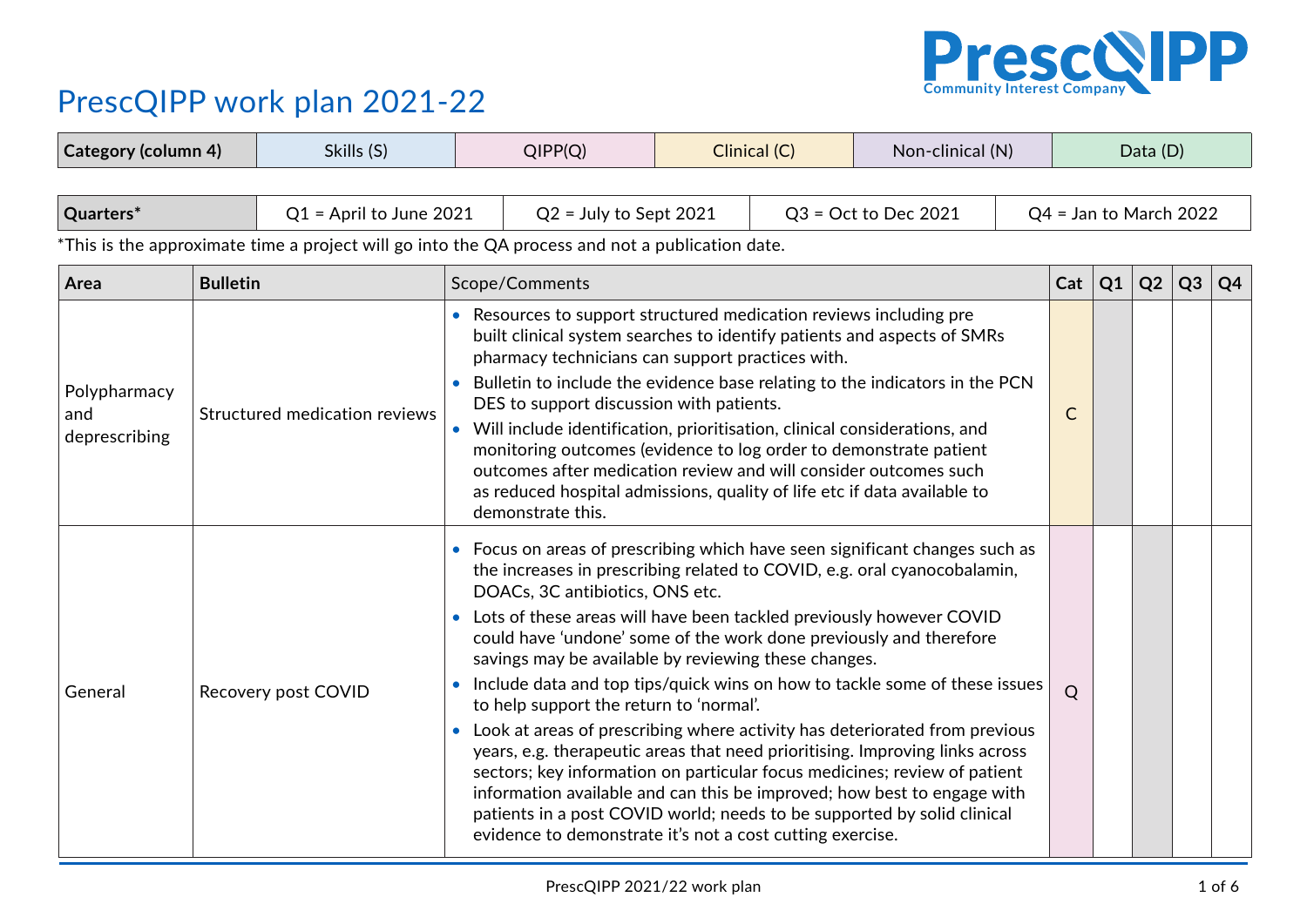# PrescQIPP work plan 2021-22

| Category (column 4) | Skills (S) | QIPP(Q) | Clinical (C) | Non-clinical (N) | Data (D) |
|---|---|---|---|---|---|

| Quarters* | Q1 = April to June 2021 | Q2 = July to Sept 2021 | Q3 = Oct to Dec 2021 | Q4 = Jan to March 2022 |
|---|---|---|---|---|

*This is the approximate time a project will go into the QA process and not a publication date.

| Area | Bulletin | Scope/Comments | Cat | Q1 | Q2 | Q3 | Q4 |
|---|---|---|---|---|---|---|---|
| Polypharmacy and deprescribing | Structured medication reviews | • Resources to support structured medication reviews including pre built clinical system searches to identify patients and aspects of SMRs pharmacy technicians can support practices with.<br>• Bulletin to include the evidence base relating to the indicators in the PCN DES to support discussion with patients.<br>• Will include identification, prioritisation, clinical considerations, and monitoring outcomes (evidence to log order to demonstrate patient outcomes after medication review and will consider outcomes such as reduced hospital admissions, quality of life etc if data available to demonstrate this. | C | | | | |
| General | Recovery post COVID | • Focus on areas of prescribing which have seen significant changes such as the increases in prescribing related to COVID, e.g. oral cyanocobalamin, DOACs, 3C antibiotics, ONS etc.<br>• Lots of these areas will have been tackled previously however COVID could have 'undone' some of the work done previously and therefore savings may be available by reviewing these changes.<br>• Include data and top tips/quick wins on how to tackle some of these issues to help support the return to 'normal'.<br>• Look at areas of prescribing where activity has deteriorated from previous years, e.g. therapeutic areas that need prioritising. Improving links across sectors; key information on particular focus medicines; review of patient information available and can this be improved; how best to engage with patients in a post COVID world; needs to be supported by solid clinical evidence to demonstrate it's not a cost cutting exercise. | Q | | | | |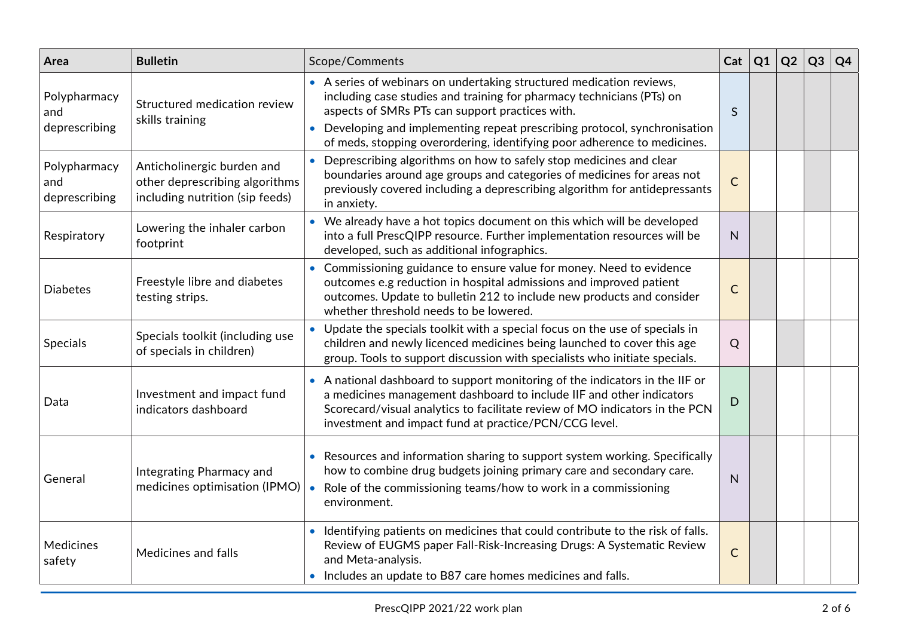| Area | Bulletin | Scope/Comments | Cat | Q1 | Q2 | Q3 | Q4 |
|---|---|---|---|---|---|---|---|
| Polypharmacy and deprescribing | Structured medication review skills training | • A series of webinars on undertaking structured medication reviews, including case studies and training for pharmacy technicians (PTs) on aspects of SMRs PTs can support practices with.<br>• Developing and implementing repeat prescribing protocol, synchronisation of meds, stopping overordering, identifying poor adherence to medicines. | S | | | | |
| Polypharmacy and deprescribing | Anticholinergic burden and other deprescribing algorithms including nutrition (sip feeds) | • Deprescribing algorithms on how to safely stop medicines and clear boundaries around age groups and categories of medicines for areas not previously covered including a deprescribing algorithm for antidepressants in anxiety. | C | | | | |
| Respiratory | Lowering the inhaler carbon footprint | • We already have a hot topics document on this which will be developed into a full PrescQIPP resource. Further implementation resources will be developed, such as additional infographics. | N | | | | |
| Diabetes | Freestyle libre and diabetes testing strips. | • Commissioning guidance to ensure value for money. Need to evidence outcomes e.g reduction in hospital admissions and improved patient outcomes. Update to bulletin 212 to include new products and consider whether threshold needs to be lowered. | C | | | | |
| Specials | Specials toolkit (including use of specials in children) | • Update the specials toolkit with a special focus on the use of specials in children and newly licenced medicines being launched to cover this age group. Tools to support discussion with specialists who initiate specials. | Q | | | | |
| Data | Investment and impact fund indicators dashboard | • A national dashboard to support monitoring of the indicators in the IIF or a medicines management dashboard to include IIF and other indicators Scorecard/visual analytics to facilitate review of MO indicators in the PCN investment and impact fund at practice/PCN/CCG level. | D | | | | |
| General | Integrating Pharmacy and medicines optimisation (IPMO) | • Resources and information sharing to support system working. Specifically how to combine drug budgets joining primary care and secondary care.<br>• Role of the commissioning teams/how to work in a commissioning environment. | N | | | | |
| Medicines safety | Medicines and falls | • Identifying patients on medicines that could contribute to the risk of falls. Review of EUGMS paper Fall-Risk-Increasing Drugs: A Systematic Review and Meta-analysis.<br>• Includes an update to B87 care homes medicines and falls. | C | | | | |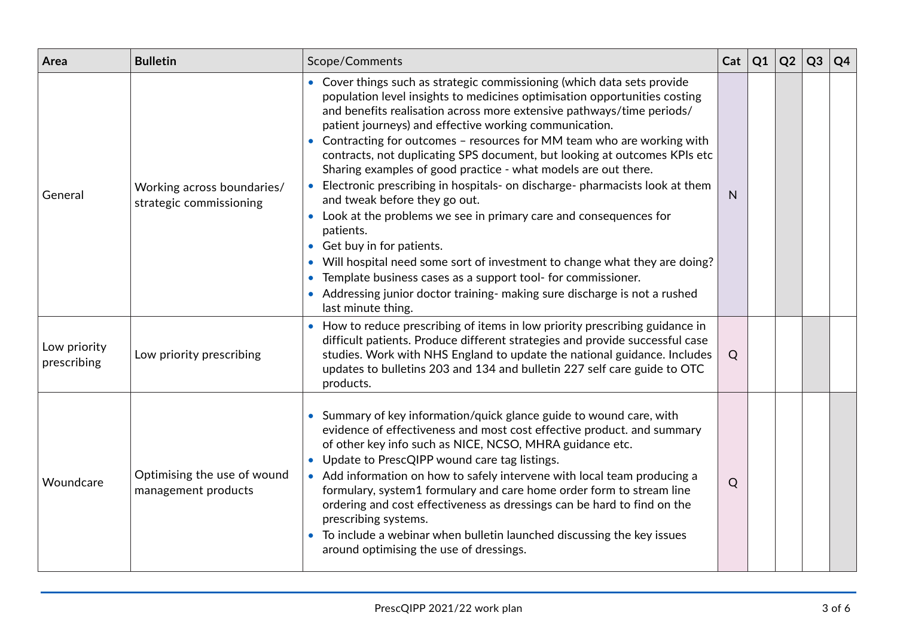| Area | Bulletin | Scope/Comments | Cat | Q1 | Q2 | Q3 | Q4 |
|---|---|---|---|---|---|---|---|
| General | Working across boundaries/ strategic commissioning | • Cover things such as strategic commissioning (which data sets provide population level insights to medicines optimisation opportunities costing and benefits realisation across more extensive pathways/time periods/ patient journeys) and effective working communication.<br>• Contracting for outcomes – resources for MM team who are working with contracts, not duplicating SPS document, but looking at outcomes KPIs etc Sharing examples of good practice - what models are out there.<br>• Electronic prescribing in hospitals- on discharge- pharmacists look at them and tweak before they go out.<br>• Look at the problems we see in primary care and consequences for patients.<br>• Get buy in for patients.<br>• Will hospital need some sort of investment to change what they are doing?<br>• Template business cases as a support tool- for commissioner.<br>• Addressing junior doctor training- making sure discharge is not a rushed last minute thing. | N | | | | |
| Low priority prescribing | Low priority prescribing | • How to reduce prescribing of items in low priority prescribing guidance in difficult patients. Produce different strategies and provide successful case studies. Work with NHS England to update the national guidance. Includes updates to bulletins 203 and 134 and bulletin 227 self care guide to OTC products. | Q | | | | |
| Woundcare | Optimising the use of wound management products | • Summary of key information/quick glance guide to wound care, with evidence of effectiveness and most cost effective product. and summary of other key info such as NICE, NCSO, MHRA guidance etc.<br>• Update to PrescQIPP wound care tag listings.<br>• Add information on how to safely intervene with local team producing a formulary, system1 formulary and care home order form to stream line ordering and cost effectiveness as dressings can be hard to find on the prescribing systems.<br>• To include a webinar when bulletin launched discussing the key issues around optimising the use of dressings. | Q | | | | |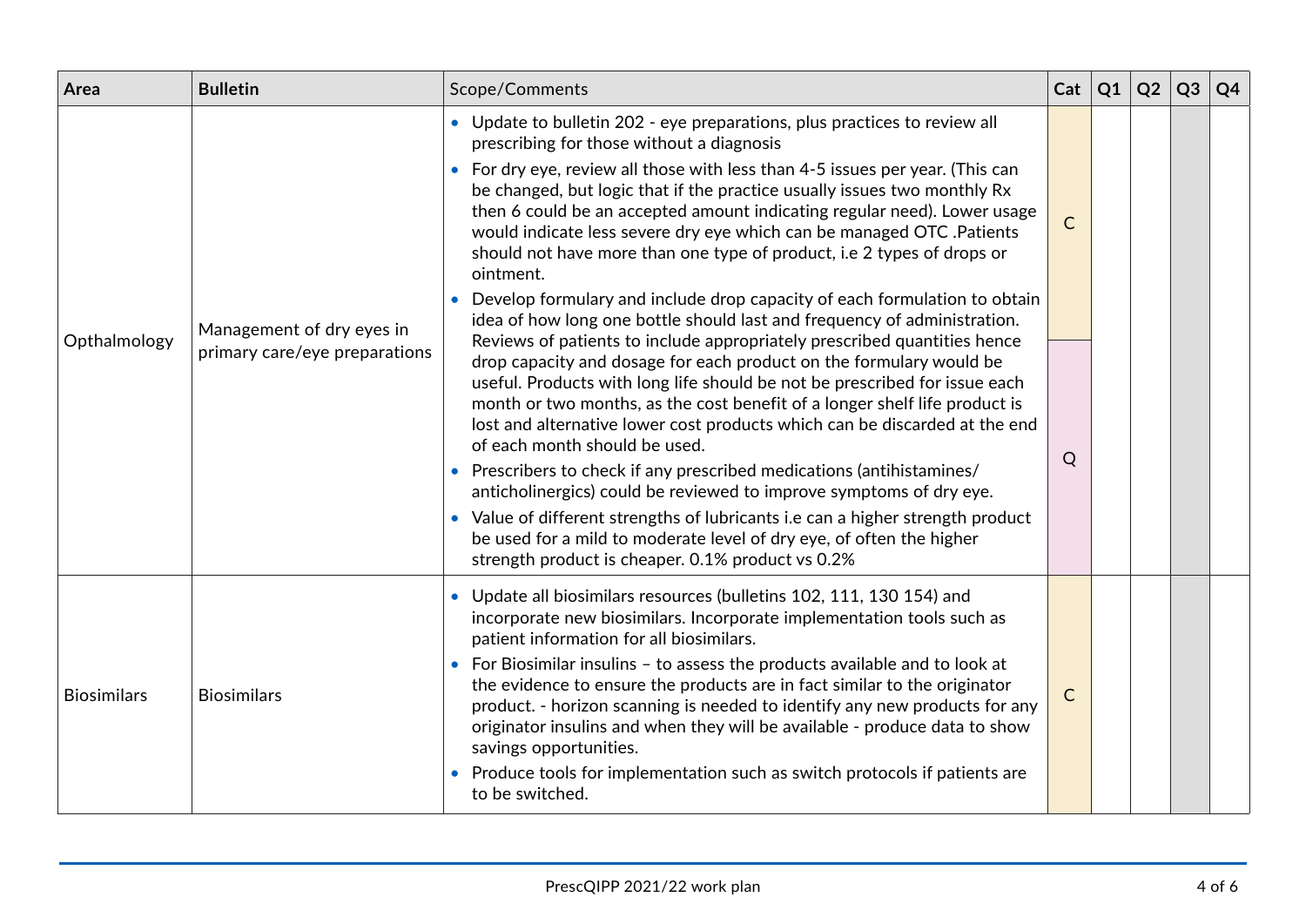| Area | Bulletin | Scope/Comments | Cat | Q1 | Q2 | Q3 | Q4 |
|---|---|---|---|---|---|---|---|
| Opthalmology | Management of dry eyes in primary care/eye preparations | • Update to bulletin 202 - eye preparations, plus practices to review all prescribing for those without a diagnosis<br>• For dry eye, review all those with less than 4-5 issues per year. (This can be changed, but logic that if the practice usually issues two monthly Rx then 6 could be an accepted amount indicating regular need). Lower usage would indicate less severe dry eye which can be managed OTC .Patients should not have more than one type of product, i.e 2 types of drops or ointment.<br>• Develop formulary and include drop capacity of each formulation to obtain idea of how long one bottle should last and frequency of administration. Reviews of patients to include appropriately prescribed quantities hence drop capacity and dosage for each product on the formulary would be useful. Products with long life should be not be prescribed for issue each month or two months, as the cost benefit of a longer shelf life product is lost and alternative lower cost products which can be discarded at the end of each month should be used.<br>• Prescribers to check if any prescribed medications (antihistamines/ anticholinergics) could be reviewed to improve symptoms of dry eye.<br>• Value of different strengths of lubricants i.e can a higher strength product be used for a mild to moderate level of dry eye, of often the higher strength product is cheaper. 0.1% product vs 0.2% | C<br>Q | | | | |
| Biosimilars | Biosimilars | • Update all biosimilars resources (bulletins 102, 111, 130 154) and incorporate new biosimilars. Incorporate implementation tools such as patient information for all biosimilars.<br>• For Biosimilar insulins – to assess the products available and to look at the evidence to ensure the products are in fact similar to the originator product. - horizon scanning is needed to identify any new products for any originator insulins and when they will be available - produce data to show savings opportunities.<br>• Produce tools for implementation such as switch protocols if patients are to be switched. | C | | | | |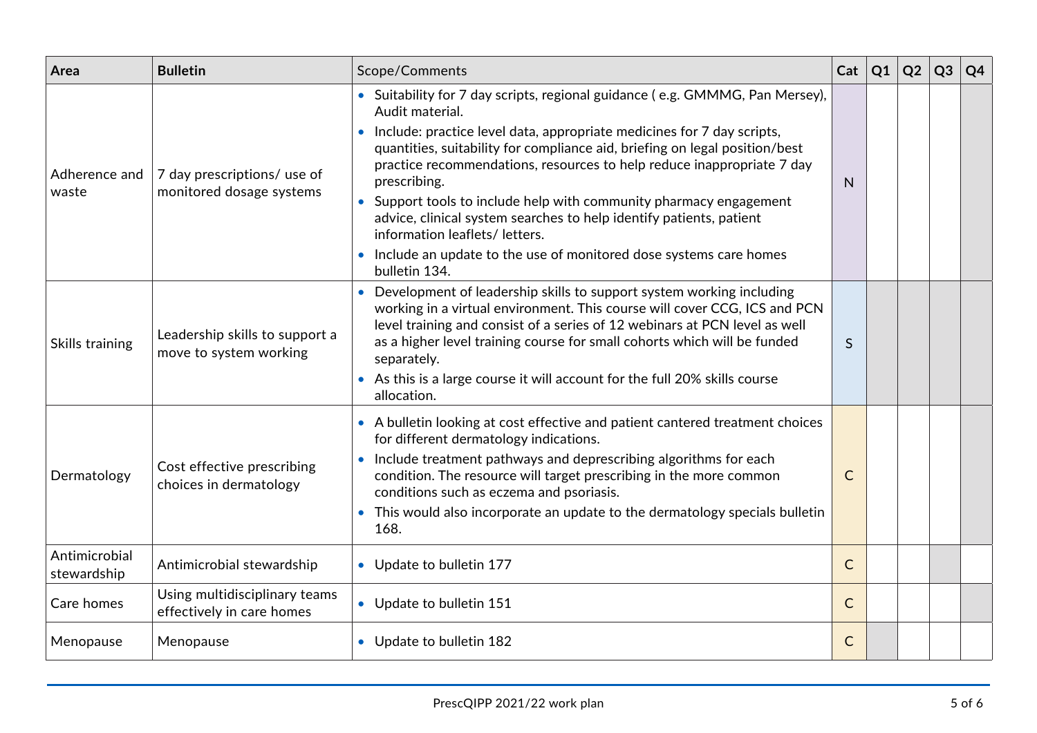| Area | Bulletin | Scope/Comments | Cat | Q1 | Q2 | Q3 | Q4 |
|---|---|---|---|---|---|---|---|
| Adherence and waste | 7 day prescriptions/ use of monitored dosage systems | • Suitability for 7 day scripts, regional guidance ( e.g. GMMMG, Pan Mersey), Audit material.<br>• Include: practice level data, appropriate medicines for 7 day scripts, quantities, suitability for compliance aid, briefing on legal position/best practice recommendations, resources to help reduce inappropriate 7 day prescribing.<br>• Support tools to include help with community pharmacy engagement advice, clinical system searches to help identify patients, patient information leaflets/ letters.<br>• Include an update to the use of monitored dose systems care homes bulletin 134. | N | | | | |
| Skills training | Leadership skills to support a move to system working | • Development of leadership skills to support system working including working in a virtual environment. This course will cover CCG, ICS and PCN level training and consist of a series of 12 webinars at PCN level as well as a higher level training course for small cohorts which will be funded separately.<br>• As this is a large course it will account for the full 20% skills course allocation. | S | | | | |
| Dermatology | Cost effective prescribing choices in dermatology | • A bulletin looking at cost effective and patient cantered treatment choices for different dermatology indications.<br>• Include treatment pathways and deprescribing algorithms for each condition. The resource will target prescribing in the more common conditions such as eczema and psoriasis.<br>• This would also incorporate an update to the dermatology specials bulletin 168. | C | | | | |
| Antimicrobial stewardship | Antimicrobial stewardship | • Update to bulletin 177 | C | | | | |
| Care homes | Using multidisciplinary teams effectively in care homes | • Update to bulletin 151 | C | | | | |
| Menopause | Menopause | • Update to bulletin 182 | C | | | | |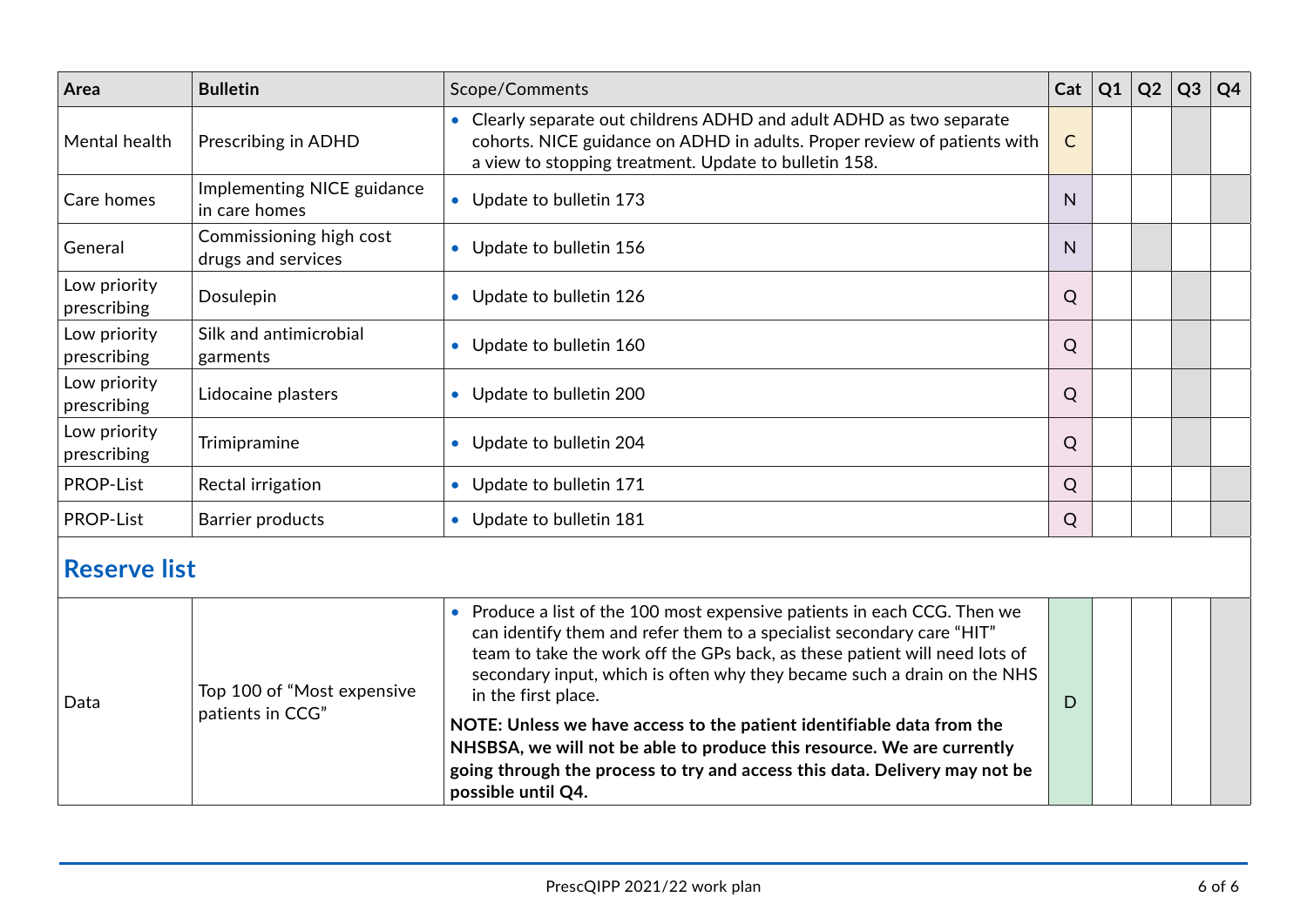| Area | Bulletin | Scope/Comments | Cat | Q1 | Q2 | Q3 | Q4 |
|---|---|---|---|---|---|---|---|
| Mental health | Prescribing in ADHD | • Clearly separate out childrens ADHD and adult ADHD as two separate cohorts. NICE guidance on ADHD in adults. Proper review of patients with a view to stopping treatment. Update to bulletin 158. | C | | | | |
| Care homes | Implementing NICE guidance in care homes | • Update to bulletin 173 | N | | | | |
| General | Commissioning high cost drugs and services | • Update to bulletin 156 | N | | | | |
| Low priority prescribing | Dosulepin | • Update to bulletin 126 | Q | | | | |
| Low priority prescribing | Silk and antimicrobial garments | • Update to bulletin 160 | Q | | | | |
| Low priority prescribing | Lidocaine plasters | • Update to bulletin 200 | Q | | | | |
| Low priority prescribing | Trimipramine | • Update to bulletin 204 | Q | | | | |
| PROP-List | Rectal irrigation | • Update to bulletin 171 | Q | | | | |
| PROP-List | Barrier products | • Update to bulletin 181 | Q | | | | |
| **Reserve list** | | | | | | | |
| Data | Top 100 of "Most expensive patients in CCG" | • Produce a list of the 100 most expensive patients in each CCG. Then we can identify them and refer them to a specialist secondary care "HIT" team to take the work off the GPs back, as these patient will need lots of secondary input, which is often why they became such a drain on the NHS in the first place. **NOTE: Unless we have access to the patient identifiable data from the NHSBSA, we will not be able to produce this resource. We are currently going through the process to try and access this data. Delivery may not be possible until Q4.** | D | | | | |